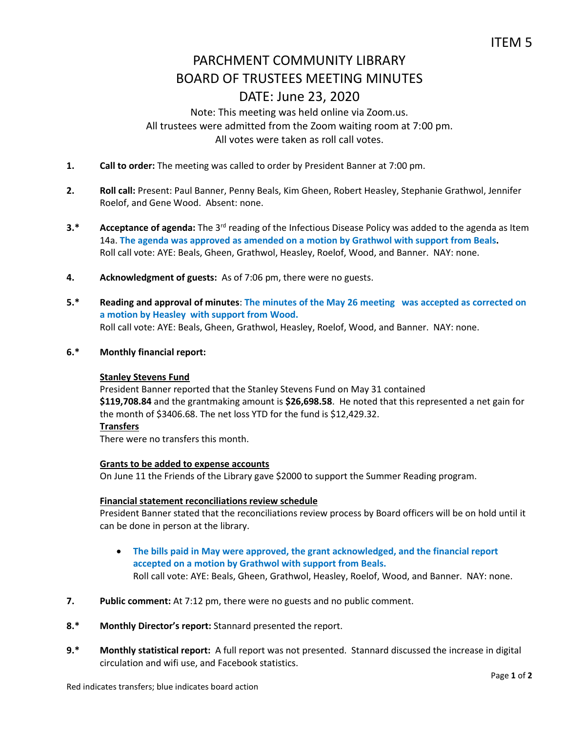ITEM 5

# PARCHMENT COMMUNITY LIBRARY
# BOARD OF TRUSTEES MEETING MINUTES
# DATE: June 23, 2020

Note: This meeting was held online via Zoom.us.
All trustees were admitted from the Zoom waiting room at 7:00 pm.
All votes were taken as roll call votes.

**1.** **Call to order:** The meeting was called to order by President Banner at 7:00 pm.

**2.** **Roll call:** Present: Paul Banner, Penny Beals, Kim Gheen, Robert Heasley, Stephanie Grathwol, Jennifer Roelof, and Gene Wood. Absent: none.

**3.*** **Acceptance of agenda:** The 3rd reading of the Infectious Disease Policy was added to the agenda as Item 14a. **The agenda was approved as amended on a motion by Grathwol with support from Beals.** Roll call vote: AYE: Beals, Gheen, Grathwol, Heasley, Roelof, Wood, and Banner. NAY: none.

**4.** **Acknowledgment of guests:** As of 7:06 pm, there were no guests.

**5.*** **Reading and approval of minutes**: **The minutes of the May 26 meeting was accepted as corrected on a motion by Heasley with support from Wood.**
Roll call vote: AYE: Beals, Gheen, Grathwol, Heasley, Roelof, Wood, and Banner. NAY: none.

**6.*** **Monthly financial report:**

**Stanley Stevens Fund**
President Banner reported that the Stanley Stevens Fund on May 31 contained **$119,708.84** and the grantmaking amount is **$26,698.58**. He noted that this represented a net gain for the month of $3406.68. The net loss YTD for the fund is $12,429.32.

**Transfers**
There were no transfers this month.

**Grants to be added to expense accounts**
On June 11 the Friends of the Library gave $2000 to support the Summer Reading program.

**Financial statement reconciliations review schedule**
President Banner stated that the reconciliations review process by Board officers will be on hold until it can be done in person at the library.

- **The bills paid in May were approved, the grant acknowledged, and the financial report accepted on a motion by Grathwol with support from Beals.**
  Roll call vote: AYE: Beals, Gheen, Grathwol, Heasley, Roelof, Wood, and Banner. NAY: none.

**7.** **Public comment:** At 7:12 pm, there were no guests and no public comment.

**8.*** **Monthly Director's report:** Stannard presented the report.

**9.*** **Monthly statistical report:** A full report was not presented. Stannard discussed the increase in digital circulation and wifi use, and Facebook statistics.

Red indicates transfers; blue indicates board action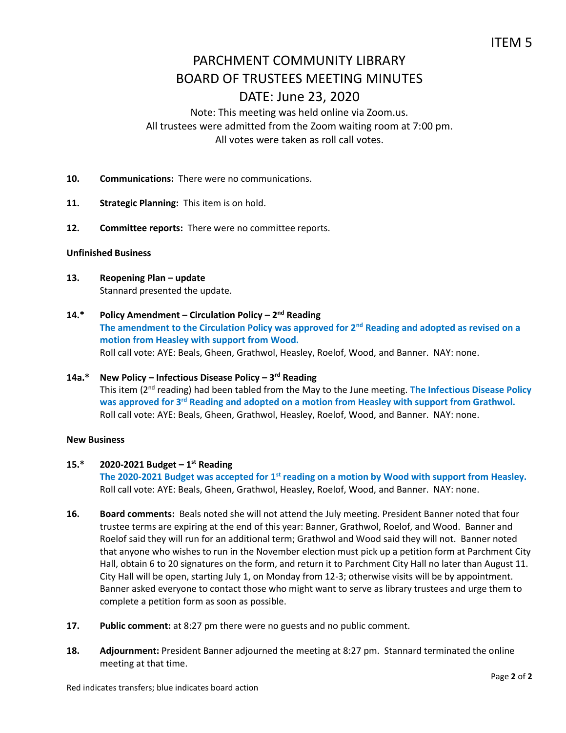ITEM 5

# PARCHMENT COMMUNITY LIBRARY
# BOARD OF TRUSTEES MEETING MINUTES
# DATE: June 23, 2020

Note: This meeting was held online via Zoom.us.
All trustees were admitted from the Zoom waiting room at 7:00 pm.
All votes were taken as roll call votes.

**10. Communications:** There were no communications.

**11. Strategic Planning:** This item is on hold.

**12. Committee reports:** There were no committee reports.

**Unfinished Business**

**13. Reopening Plan – update**
Stannard presented the update.

**14.* Policy Amendment – Circulation Policy – 2nd Reading**
**The amendment to the Circulation Policy was approved for 2nd Reading and adopted as revised on a motion from Heasley with support from Wood.**
Roll call vote: AYE: Beals, Gheen, Grathwol, Heasley, Roelof, Wood, and Banner. NAY: none.

**14a.* New Policy – Infectious Disease Policy – 3rd Reading**
This item (2nd reading) had been tabled from the May to the June meeting. **The Infectious Disease Policy was approved for 3rd Reading and adopted on a motion from Heasley with support from Grathwol.**
Roll call vote: AYE: Beals, Gheen, Grathwol, Heasley, Roelof, Wood, and Banner. NAY: none.

**New Business**

**15.* 2020-2021 Budget – 1st Reading**
**The 2020-2021 Budget was accepted for 1st reading on a motion by Wood with support from Heasley.**
Roll call vote: AYE: Beals, Gheen, Grathwol, Heasley, Roelof, Wood, and Banner. NAY: none.

**16. Board comments:** Beals noted she will not attend the July meeting. President Banner noted that four trustee terms are expiring at the end of this year: Banner, Grathwol, Roelof, and Wood. Banner and Roelof said they will run for an additional term; Grathwol and Wood said they will not. Banner noted that anyone who wishes to run in the November election must pick up a petition form at Parchment City Hall, obtain 6 to 20 signatures on the form, and return it to Parchment City Hall no later than August 11. City Hall will be open, starting July 1, on Monday from 12-3; otherwise visits will be by appointment. Banner asked everyone to contact those who might want to serve as library trustees and urge them to complete a petition form as soon as possible.

**17. Public comment:** at 8:27 pm there were no guests and no public comment.

**18. Adjournment:** President Banner adjourned the meeting at 8:27 pm. Stannard terminated the online meeting at that time.

Red indicates transfers; blue indicates board action